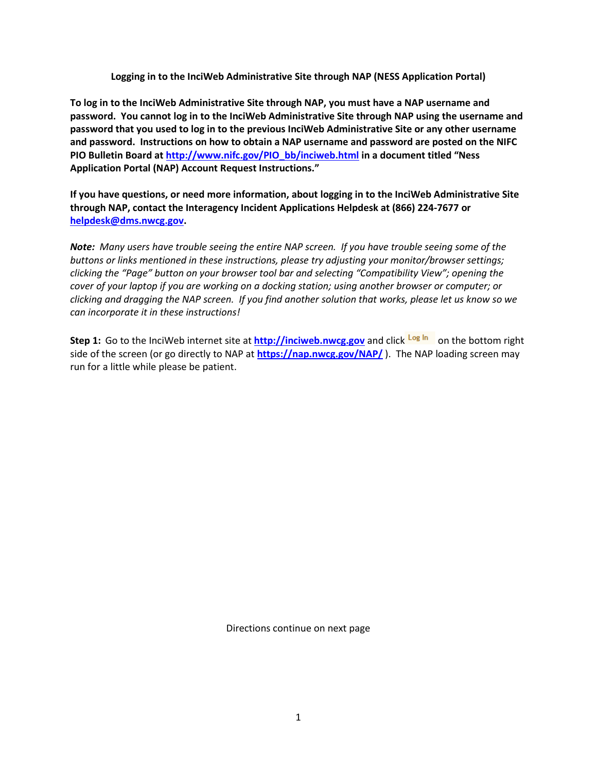**Logging in to the InciWeb Administrative Site through NAP (NESS Application Portal)**

**To log in to the InciWeb Administrative Site through NAP, you must have a NAP username and password. You cannot log in to the InciWeb Administrative Site through NAP using the username and password that you used to log in to the previous InciWeb Administrative Site or any other username and password. Instructions on how to obtain a NAP username and password are posted on the NIFC PIO Bulletin Board at [http://www.nifc.gov/PIO_bb/inciweb.html](http://www.nifc.gov/PIO_bb/inciweb.html) in a document titled "Ness Application Portal (NAP) Account Request Instructions."**

**If you have questions, or need more information, about logging in to the InciWeb Administrative Site through NAP, contact the Interagency Incident Applications Helpdesk at (866) 224-7677 or [helpdesk@dms.nwcg.gov](mailto:helpdesk@dms.nwcg.gov).**

***Note:*** *Many users have trouble seeing the entire NAP screen. If you have trouble seeing some of the buttons or links mentioned in these instructions, please try adjusting your monitor/browser settings; clicking the "Page" button on your browser tool bar and selecting "Compatibility View"; opening the cover of your laptop if you are working on a docking station; using another browser or computer; or clicking and dragging the NAP screen. If you find another solution that works, please let us know so we can incorporate it in these instructions!*

**Step 1:** Go to the InciWeb internet site at **[http://inciweb.nwcg.gov](http://inciweb.nwcg.gov)** and click Log In on the bottom right side of the screen (or go directly to NAP at **[https://nap.nwcg.gov/NAP/](https://nap.nwcg.gov/NAP/)** ). The NAP loading screen may run for a little while please be patient.

Directions continue on next page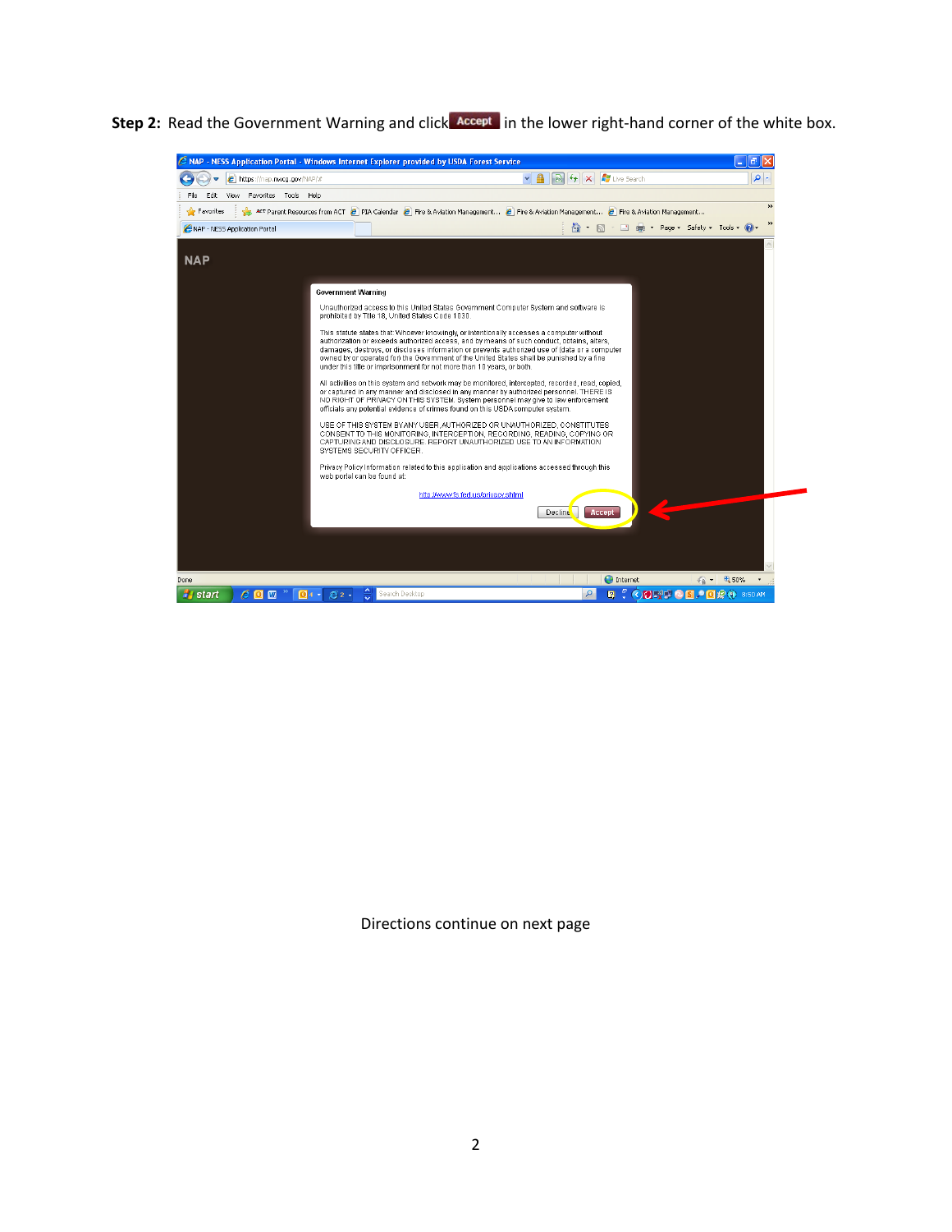**Step 2:** Read the Government Warning and click **Accept** in the lower right-hand corner of the white box.

Directions continue on next page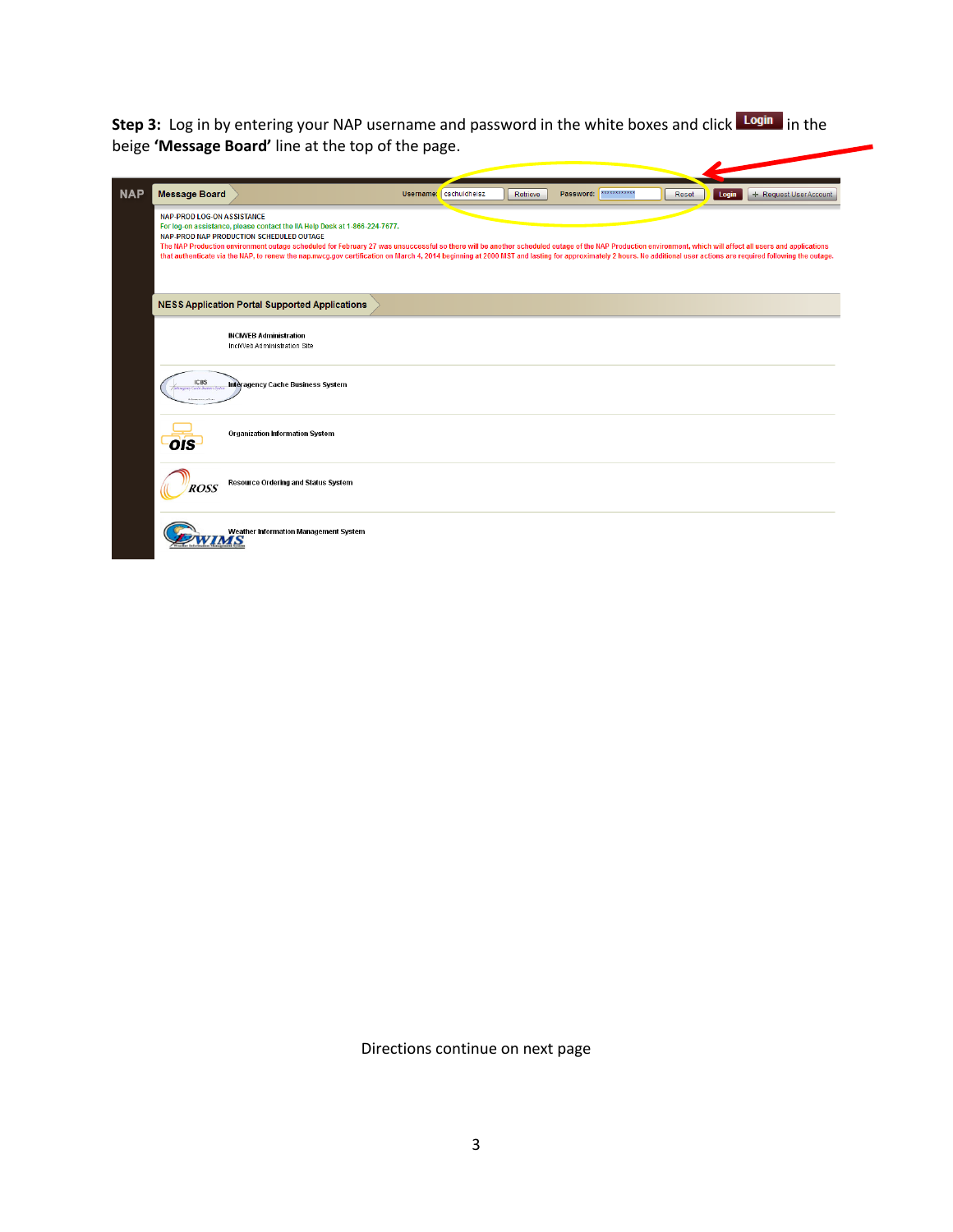**Step 3:** Log in by entering your NAP username and password in the white boxes and click **Login** in the beige **'Message Board'** line at the top of the page.

NAP | Message Board | Username: cschuldheisz | Retrieve | Password: | Reset | Login | + Request User Account

NAP-PROD LOG-ON ASSISTANCE

For log-on assistance, please contact the IIA Help Desk at 1-866-224-7677.

NAP-PROD NAP PRODUCTION SCHEDULED OUTAGE

The NAP Production environment outage scheduled for February 27 was unsuccessful so there will be another scheduled outage of the NAP Production environment, which will affect all users and applications that authenticate via the NAP, to renew the nap.nwcg.gov certification on March 4, 2014 beginning at 2000 MST and lasting for approximately 2 hours. No additional user actions are required following the outage.

NESS Application Portal Supported Applications

- INCIWEB Administration — InciWeb Administration Site
- ICBS — Interagency Cache Business System
- OIS — Organization Information System
- ROSS — Resource Ordering and Status System
- WIMS — Weather Information Management System

Directions continue on next page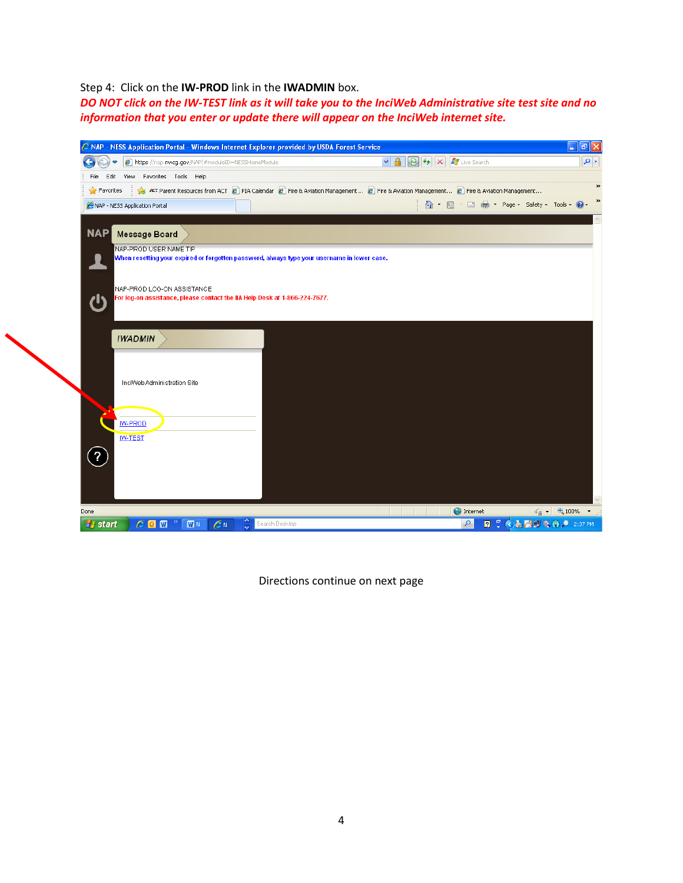Step 4: Click on the **IW-PROD** link in the **IWADMIN** box.

***DO NOT click on the IW-TEST link as it will take you to the InciWeb Administrative site test site and no information that you enter or update there will appear on the InciWeb internet site.***

Directions continue on next page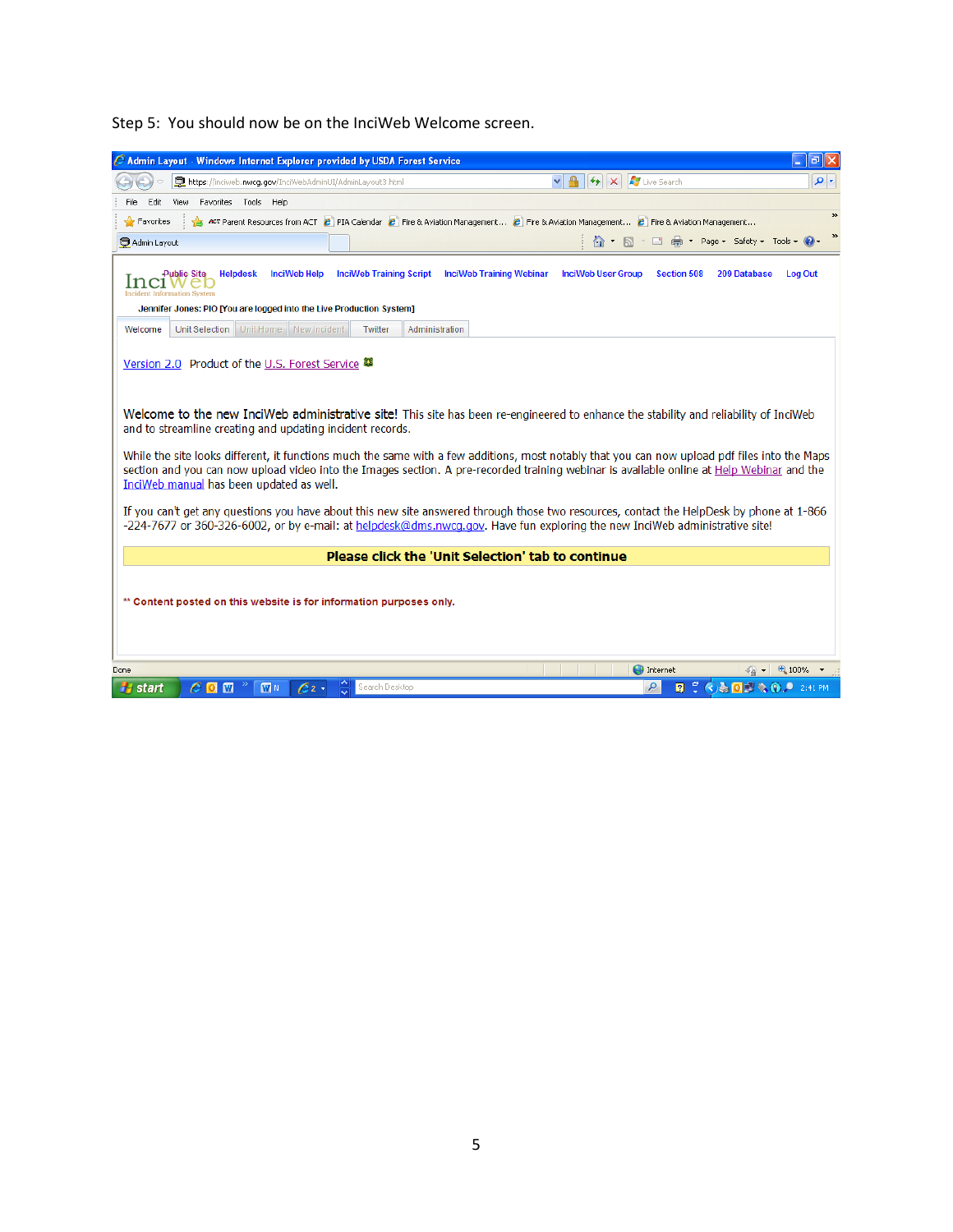Step 5: You should now be on the InciWeb Welcome screen.

Admin Layout - Windows Internet Explorer provided by USDA Forest Service

https://inciweb.nwcg.gov/InciWebAdminUI/AdminLayout3.html

Public Site | Helpdesk | InciWeb Help | InciWeb Training Script | InciWeb Training Webinar | InciWeb User Group | Section 508 | 209 Database | Log Out

Jennifer Jones: PIO [You are logged into the Live Production System]

Welcome | Unit Selection | Unit Home | New Incident | Twitter | Administration

Version 2.0 Product of the U.S. Forest Service

**Welcome to the new InciWeb administrative site!** This site has been re-engineered to enhance the stability and reliability of InciWeb and to streamline creating and updating incident records.

While the site looks different, it functions much the same with a few additions, most notably that you can now upload pdf files into the Maps section and you can now upload video into the Images section. A pre-recorded training webinar is available online at Help Webinar and the InciWeb manual has been updated as well.

If you can't get any questions you have about this new site answered through those two resources, contact the HelpDesk by phone at 1-866-224-7677 or 360-326-6002, or by e-mail: at helpdesk@dms.nwcg.gov. Have fun exploring the new InciWeb administrative site!

**Please click the 'Unit Selection' tab to continue**

** Content posted on this website is for information purposes only.